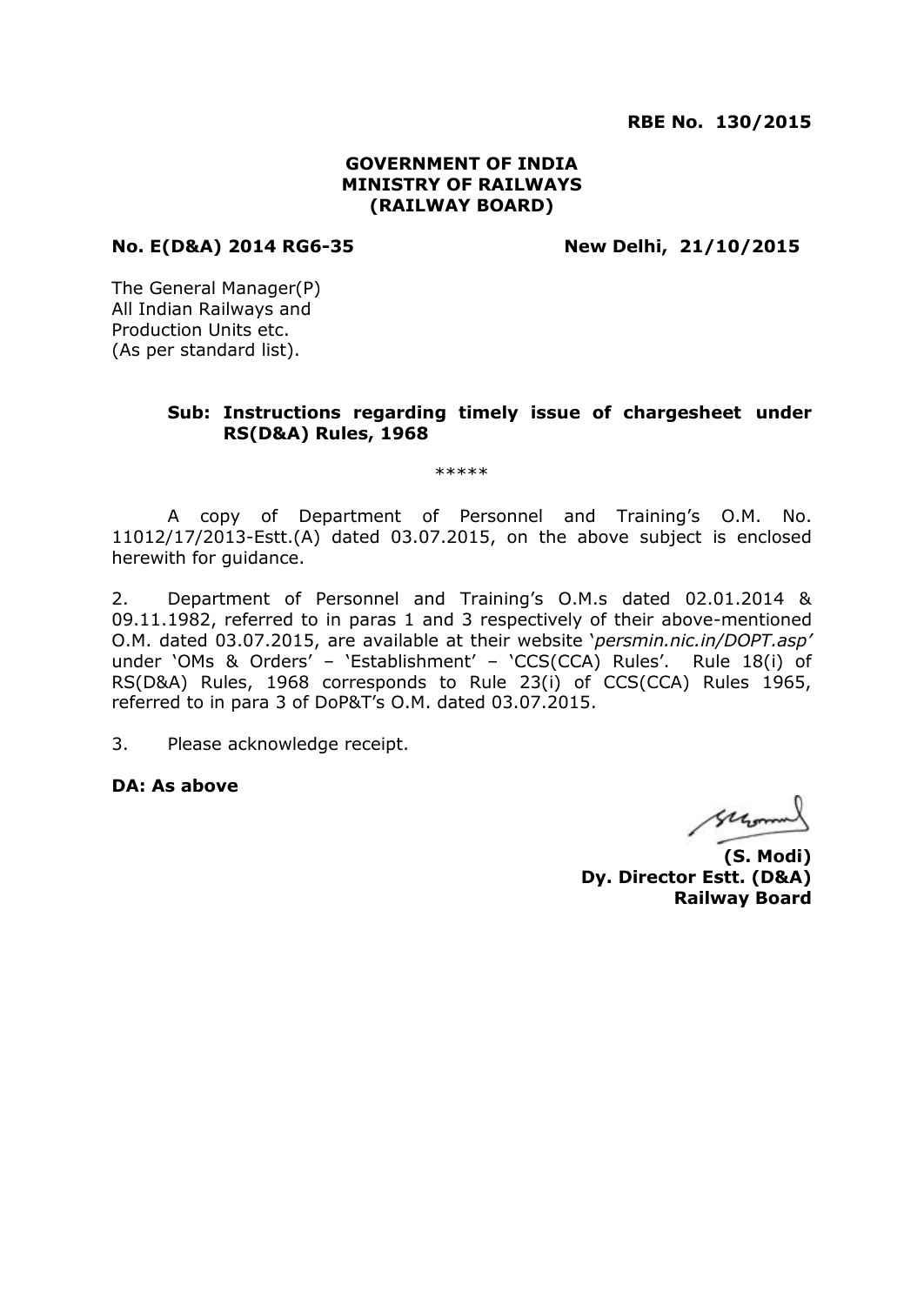**RBE No. 130/2015**

**GOVERNMENT OF INDIA**
**MINISTRY OF RAILWAYS**
**(RAILWAY BOARD)**

**No. E(D&A) 2014 RG6-35** **New Delhi, 21/10/2015**

The General Manager(P)
All Indian Railways and
Production Units etc.
(As per standard list).

**Sub: Instructions regarding timely issue of chargesheet under RS(D&A) Rules, 1968**

*****

A copy of Department of Personnel and Training's O.M. No. 11012/17/2013-Estt.(A) dated 03.07.2015, on the above subject is enclosed herewith for guidance.

2. Department of Personnel and Training's O.M.s dated 02.01.2014 & 09.11.1982, referred to in paras 1 and 3 respectively of their above-mentioned O.M. dated 03.07.2015, are available at their website '*persmin.nic.in/DOPT.asp*' under 'OMs & Orders' – 'Establishment' – 'CCS(CCA) Rules'. Rule 18(i) of RS(D&A) Rules, 1968 corresponds to Rule 23(i) of CCS(CCA) Rules 1965, referred to in para 3 of DoP&T's O.M. dated 03.07.2015.

3. Please acknowledge receipt.

**DA: As above**

**(S. Modi)**
**Dy. Director Estt. (D&A)**
**Railway Board**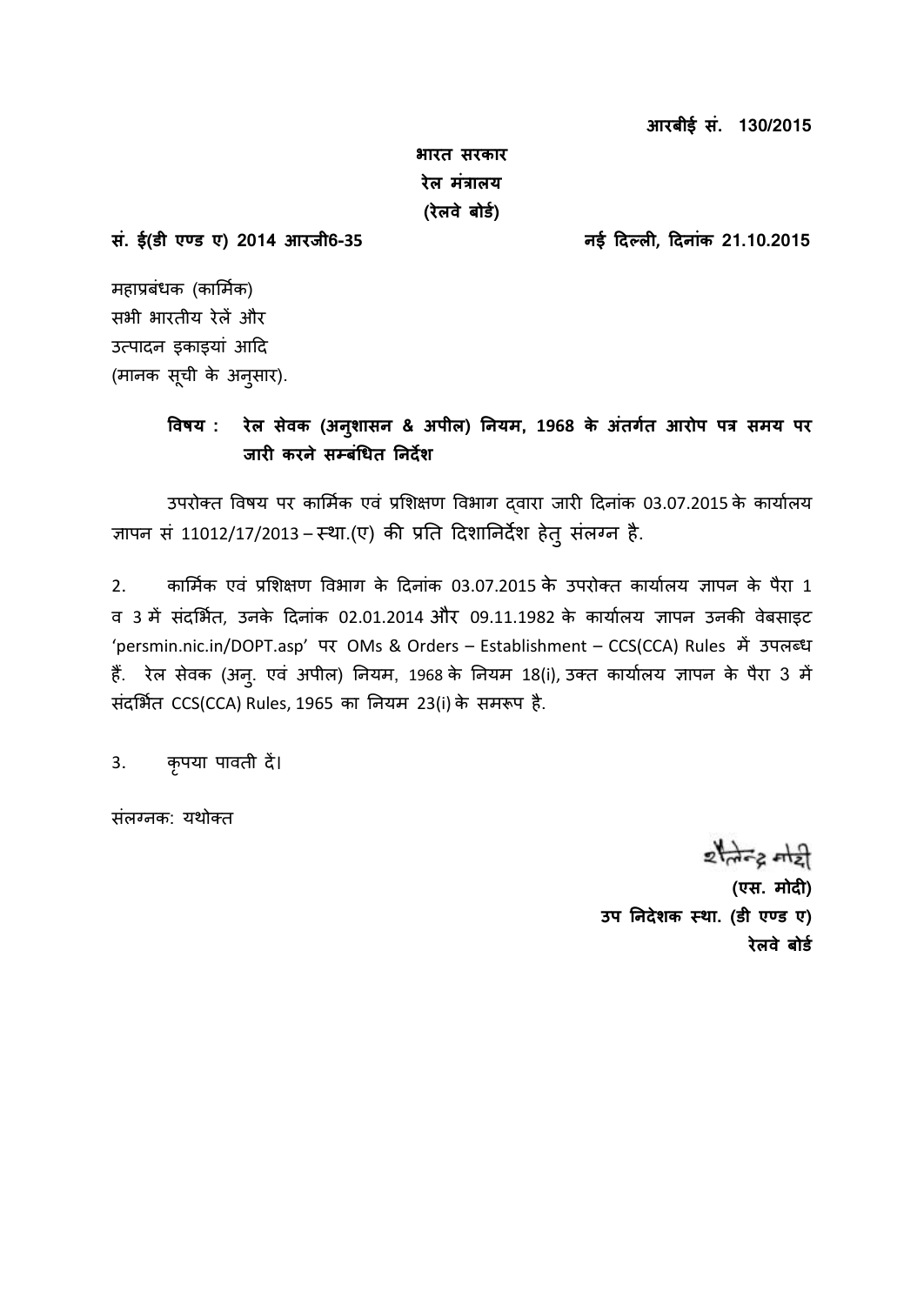**आरबीई सं. 130/2015**

**भारत सरकार**
**रेल मंत्रालय**
**(रेलवे बोर्ड)**

**सं. ई(डी एण्ड ए) 2014 आरजी6-35** **नई दिल्ली, दिनांक 21.10.2015**

महाप्रबंधक (कार्मिक)
सभी भारतीय रेलें और
उत्पादन इकाइयां आदि
(मानक सूची के अनुसार).

**विषय : रेल सेवक (अनुशासन & अपील) नियम, 1968 के अंतर्गत आरोप पत्र समय पर जारी करने सम्बंधित निर्देश**

उपरोक्त विषय पर कार्मिक एवं प्रशिक्षण विभाग द्वारा जारी दिनांक 03.07.2015 के कार्यालय ज्ञापन सं 11012/17/2013 – स्था.(ए) की प्रति दिशानिर्देश हेतु संलग्न है.

2. कार्मिक एवं प्रशिक्षण विभाग के दिनांक 03.07.2015 के उपरोक्त कार्यालय ज्ञापन के पैरा 1 व 3 में संदर्भित, उनके दिनांक 02.01.2014 और 09.11.1982 के कार्यालय ज्ञापन उनकी वेबसाइट 'persmin.nic.in/DOPT.asp' पर OMs & Orders – Establishment – CCS(CCA) Rules में उपलब्ध हैं. रेल सेवक (अनु. एवं अपील) नियम, 1968 के नियम 18(i), उक्त कार्यालय ज्ञापन के पैरा 3 में संदर्भित CCS(CCA) Rules, 1965 का नियम 23(i) के समरूप है.

3. कृपया पावती दें।

संलग्नक: यथोक्त

शैलेन्द्र मोदी
**(एस. मोदी)**
**उप निदेशक स्था. (डी एण्ड ए)**
**रेलवे बोर्ड**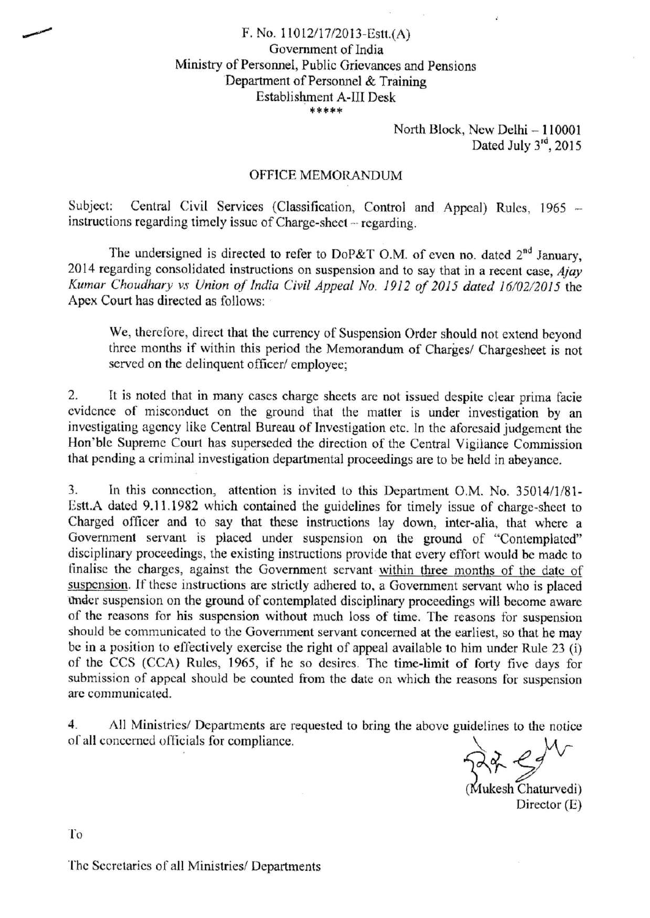F. No. 11012/17/2013-Estt.(A)
Government of India
Ministry of Personnel, Public Grievances and Pensions
Department of Personnel & Training
Establishment A-III Desk
*****

North Block, New Delhi – 110001
Dated July 3rd, 2015

## OFFICE MEMORANDUM

Subject: Central Civil Services (Classification, Control and Appeal) Rules, 1965 – instructions regarding timely issue of Charge-sheet – regarding.

The undersigned is directed to refer to DoP&T O.M. of even no. dated 2nd January, 2014 regarding consolidated instructions on suspension and to say that in a recent case, *Ajay Kumar Choudhary vs Union of India Civil Appeal No. 1912 of 2015 dated 16/02/2015* the Apex Court has directed as follows:

> We, therefore, direct that the currency of Suspension Order should not extend beyond three months if within this period the Memorandum of Charges/ Chargesheet is not served on the delinquent officer/ employee;

2. It is noted that in many cases charge sheets are not issued despite clear prima facie evidence of misconduct on the ground that the matter is under investigation by an investigating agency like Central Bureau of Investigation etc. In the aforesaid judgement the Hon'ble Supreme Court has superseded the direction of the Central Vigilance Commission that pending a criminal investigation departmental proceedings are to be held in abeyance.

3. In this connection, attention is invited to this Department O.M. No. 35014/1/81-Estt.A dated 9.11.1982 which contained the guidelines for timely issue of charge-sheet to Charged officer and to say that these instructions lay down, inter-alia, that where a Government servant is placed under suspension on the ground of "Contemplated" disciplinary proceedings, the existing instructions provide that every effort would be made to finalise the charges, against the Government servant <u>within three months of the date of suspension</u>. If these instructions are strictly adhered to, a Government servant who is placed under suspension on the ground of contemplated disciplinary proceedings will become aware of the reasons for his suspension without much loss of time. The reasons for suspension should be communicated to the Government servant concerned at the earliest, so that he may be in a position to effectively exercise the right of appeal available to him under Rule 23 (i) of the CCS (CCA) Rules, 1965, if he so desires. The time-limit of forty five days for submission of appeal should be counted from the date on which the reasons for suspension are communicated.

4. All Ministries/ Departments are requested to bring the above guidelines to the notice of all concerned officials for compliance.

(Mukesh Chaturvedi)
Director (E)

To

The Secretaries of all Ministries/ Departments